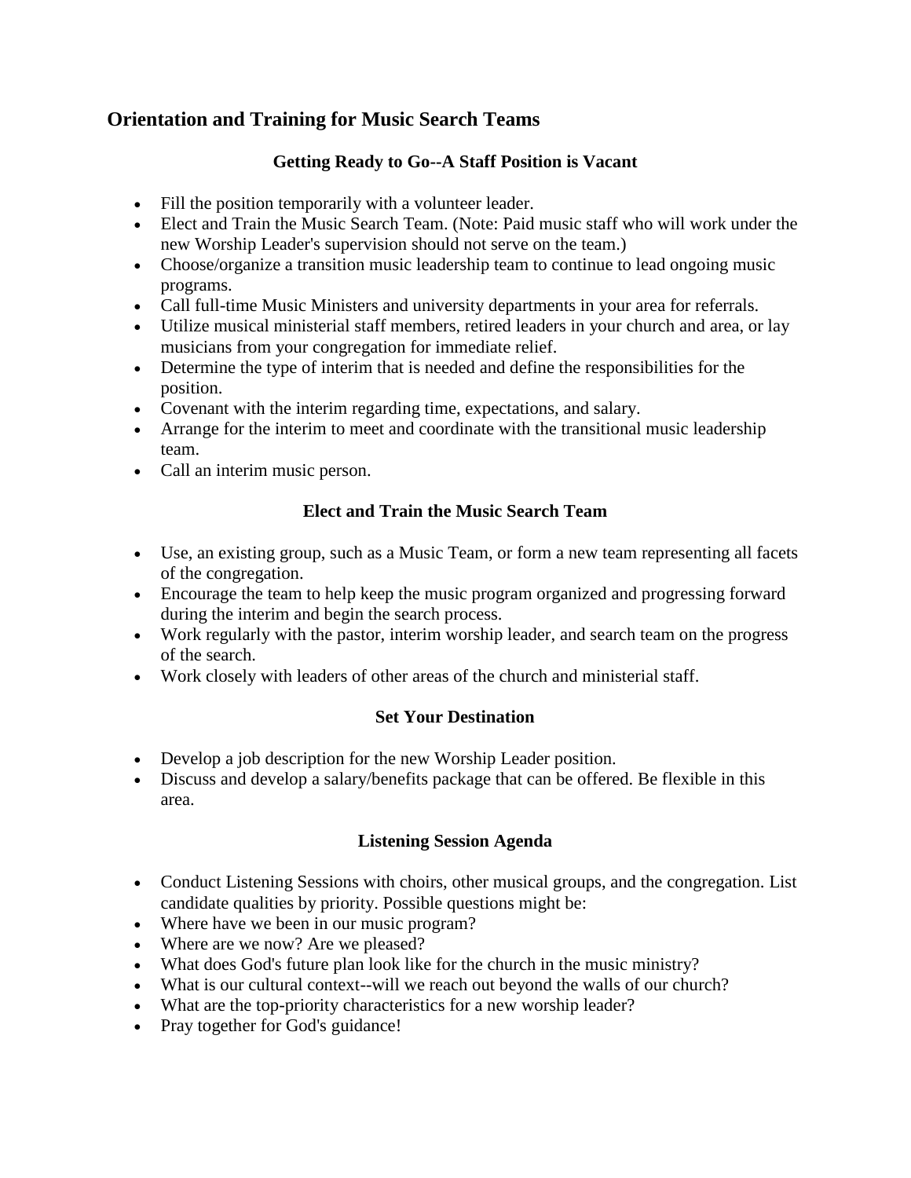## Orientation and Training for Music Search Teams

### Getting Ready to Go--A Staff Position is Vacant

- Fill the position temporarily with a volunteer leader.
- Elect and Train the Music Search Team. (Note: Paid music staff who will work under the new Worship Leader's supervision should not serve on the team.)
- Choose/organize a transition music leadership team to continue to lead ongoing music programs.
- Call full-time Music Ministers and university departments in your area for referrals.
- Utilize musical ministerial staff members, retired leaders in your church and area, or lay musicians from your congregation for immediate relief.
- Determine the type of interim that is needed and define the responsibilities for the position.
- Covenant with the interim regarding time, expectations, and salary.
- Arrange for the interim to meet and coordinate with the transitional music leadership team.
- Call an interim music person.

### Elect and Train the Music Search Team

- Use, an existing group, such as a Music Team, or form a new team representing all facets of the congregation.
- Encourage the team to help keep the music program organized and progressing forward during the interim and begin the search process.
- Work regularly with the pastor, interim worship leader, and search team on the progress of the search.
- Work closely with leaders of other areas of the church and ministerial staff.

### Set Your Destination

- Develop a job description for the new Worship Leader position.
- Discuss and develop a salary/benefits package that can be offered. Be flexible in this area.

### Listening Session Agenda

- Conduct Listening Sessions with choirs, other musical groups, and the congregation. List candidate qualities by priority. Possible questions might be:
- Where have we been in our music program?
- Where are we now? Are we pleased?
- What does God's future plan look like for the church in the music ministry?
- What is our cultural context--will we reach out beyond the walls of our church?
- What are the top-priority characteristics for a new worship leader?
- Pray together for God's guidance!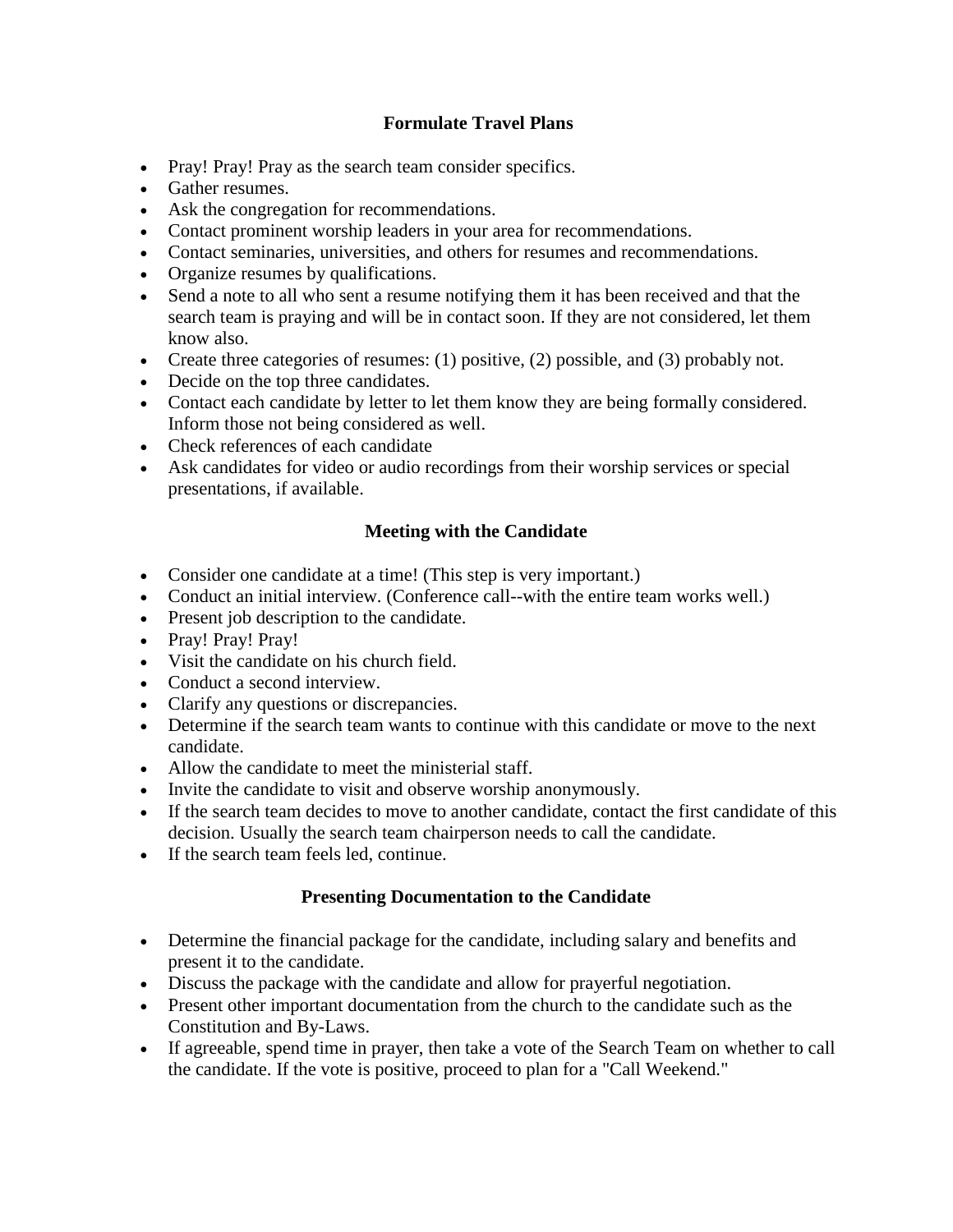## Formulate Travel Plans

- Pray! Pray! Pray as the search team consider specifics.
- Gather resumes.
- Ask the congregation for recommendations.
- Contact prominent worship leaders in your area for recommendations.
- Contact seminaries, universities, and others for resumes and recommendations.
- Organize resumes by qualifications.
- Send a note to all who sent a resume notifying them it has been received and that the search team is praying and will be in contact soon. If they are not considered, let them know also.
- Create three categories of resumes: (1) positive, (2) possible, and (3) probably not.
- Decide on the top three candidates.
- Contact each candidate by letter to let them know they are being formally considered. Inform those not being considered as well.
- Check references of each candidate
- Ask candidates for video or audio recordings from their worship services or special presentations, if available.

## Meeting with the Candidate

- Consider one candidate at a time! (This step is very important.)
- Conduct an initial interview. (Conference call--with the entire team works well.)
- Present job description to the candidate.
- Pray! Pray! Pray!
- Visit the candidate on his church field.
- Conduct a second interview.
- Clarify any questions or discrepancies.
- Determine if the search team wants to continue with this candidate or move to the next candidate.
- Allow the candidate to meet the ministerial staff.
- Invite the candidate to visit and observe worship anonymously.
- If the search team decides to move to another candidate, contact the first candidate of this decision. Usually the search team chairperson needs to call the candidate.
- If the search team feels led, continue.

## Presenting Documentation to the Candidate

- Determine the financial package for the candidate, including salary and benefits and present it to the candidate.
- Discuss the package with the candidate and allow for prayerful negotiation.
- Present other important documentation from the church to the candidate such as the Constitution and By-Laws.
- If agreeable, spend time in prayer, then take a vote of the Search Team on whether to call the candidate. If the vote is positive, proceed to plan for a "Call Weekend."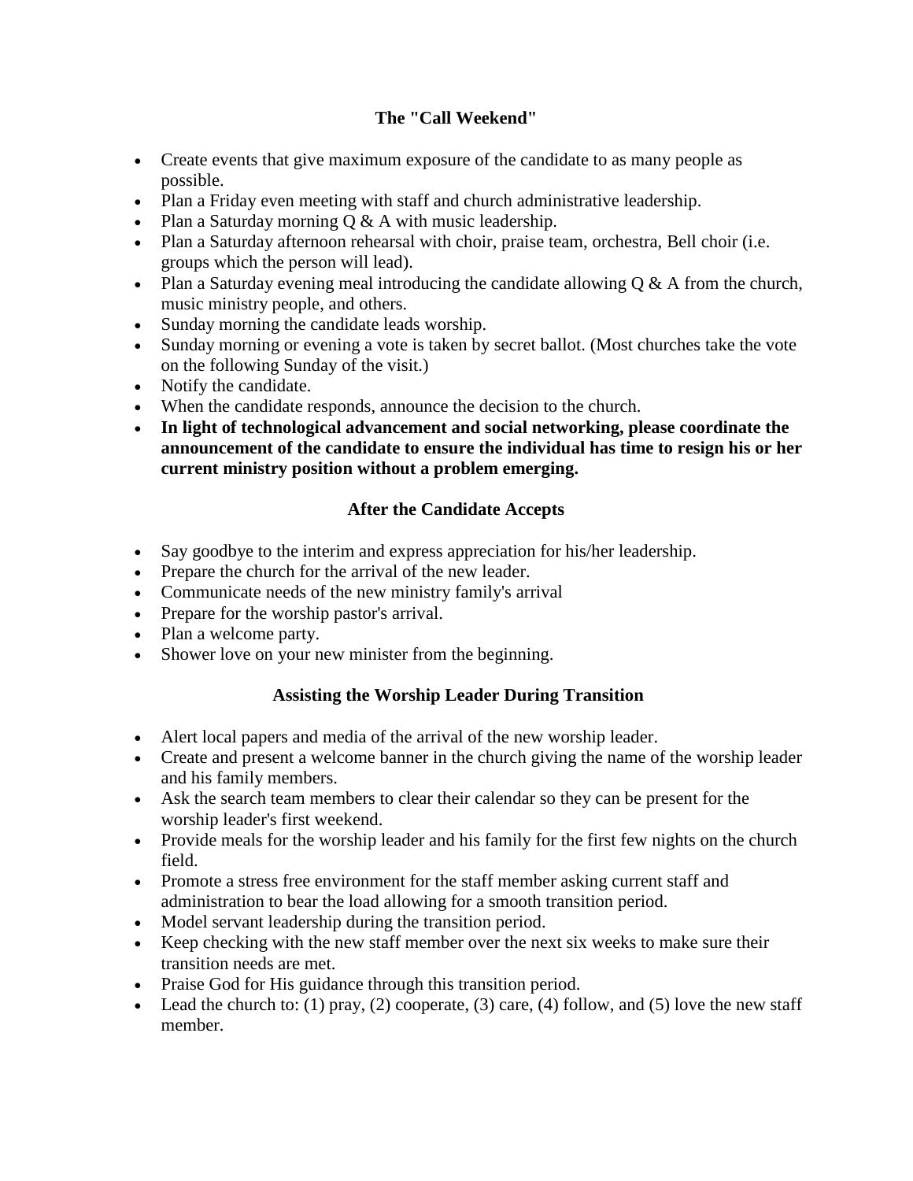## The "Call Weekend"

- Create events that give maximum exposure of the candidate to as many people as possible.
- Plan a Friday even meeting with staff and church administrative leadership.
- Plan a Saturday morning Q & A with music leadership.
- Plan a Saturday afternoon rehearsal with choir, praise team, orchestra, Bell choir (i.e. groups which the person will lead).
- Plan a Saturday evening meal introducing the candidate allowing Q & A from the church, music ministry people, and others.
- Sunday morning the candidate leads worship.
- Sunday morning or evening a vote is taken by secret ballot. (Most churches take the vote on the following Sunday of the visit.)
- Notify the candidate.
- When the candidate responds, announce the decision to the church.
- **In light of technological advancement and social networking, please coordinate the announcement of the candidate to ensure the individual has time to resign his or her current ministry position without a problem emerging.**

## After the Candidate Accepts

- Say goodbye to the interim and express appreciation for his/her leadership.
- Prepare the church for the arrival of the new leader.
- Communicate needs of the new ministry family's arrival
- Prepare for the worship pastor's arrival.
- Plan a welcome party.
- Shower love on your new minister from the beginning.

## Assisting the Worship Leader During Transition

- Alert local papers and media of the arrival of the new worship leader.
- Create and present a welcome banner in the church giving the name of the worship leader and his family members.
- Ask the search team members to clear their calendar so they can be present for the worship leader's first weekend.
- Provide meals for the worship leader and his family for the first few nights on the church field.
- Promote a stress free environment for the staff member asking current staff and administration to bear the load allowing for a smooth transition period.
- Model servant leadership during the transition period.
- Keep checking with the new staff member over the next six weeks to make sure their transition needs are met.
- Praise God for His guidance through this transition period.
- Lead the church to: (1) pray, (2) cooperate, (3) care, (4) follow, and (5) love the new staff member.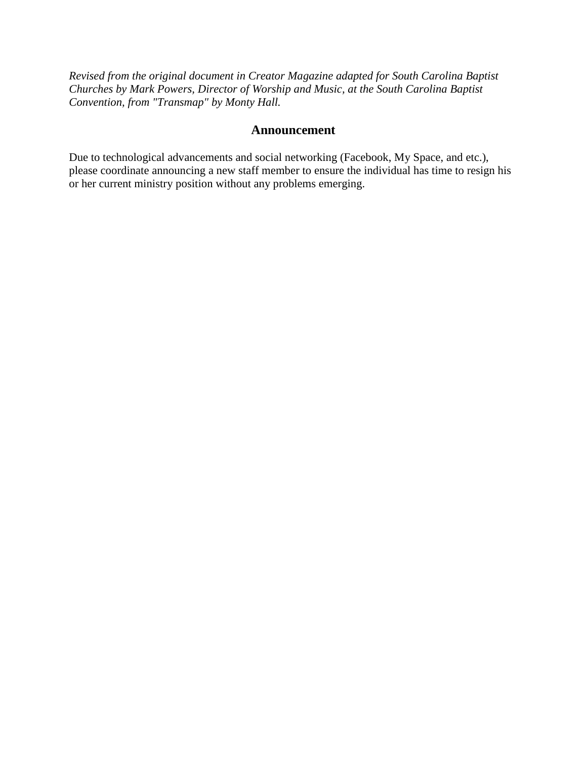*Revised from the original document in Creator Magazine adapted for South Carolina Baptist Churches by Mark Powers, Director of Worship and Music, at the South Carolina Baptist Convention, from "Transmap" by Monty Hall.*

## Announcement

Due to technological advancements and social networking (Facebook, My Space, and etc.), please coordinate announcing a new staff member to ensure the individual has time to resign his or her current ministry position without any problems emerging.